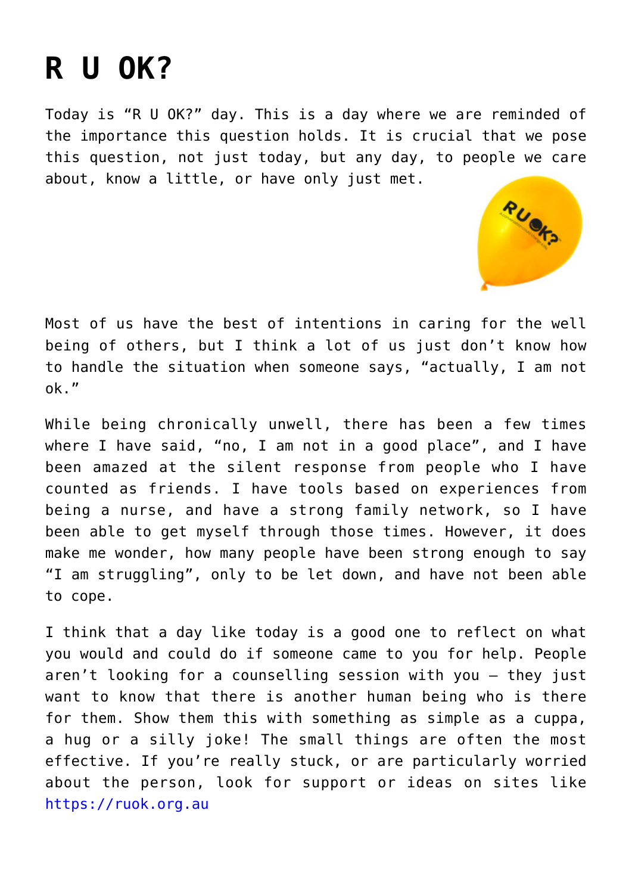# R U OK?

Today is "R U OK?" day. This is a day where we are reminded of the importance this question holds. It is crucial that we pose this question, not just today, but any day, to people we care about, know a little, or have only just met.

Most of us have the best of intentions in caring for the well being of others, but I think a lot of us just don't know how to handle the situation when someone says, "actually, I am not ok."

While being chronically unwell, there has been a few times where I have said, "no, I am not in a good place", and I have been amazed at the silent response from people who I have counted as friends. I have tools based on experiences from being a nurse, and have a strong family network, so I have been able to get myself through those times. However, it does make me wonder, how many people have been strong enough to say "I am struggling", only to be let down, and have not been able to cope.

I think that a day like today is a good one to reflect on what you would and could do if someone came to you for help. People aren't looking for a counselling session with you – they just want to know that there is another human being who is there for them. Show them this with something as simple as a cuppa, a hug or a silly joke! The small things are often the most effective. If you're really stuck, or are particularly worried about the person, look for support or ideas on sites like https://ruok.org.au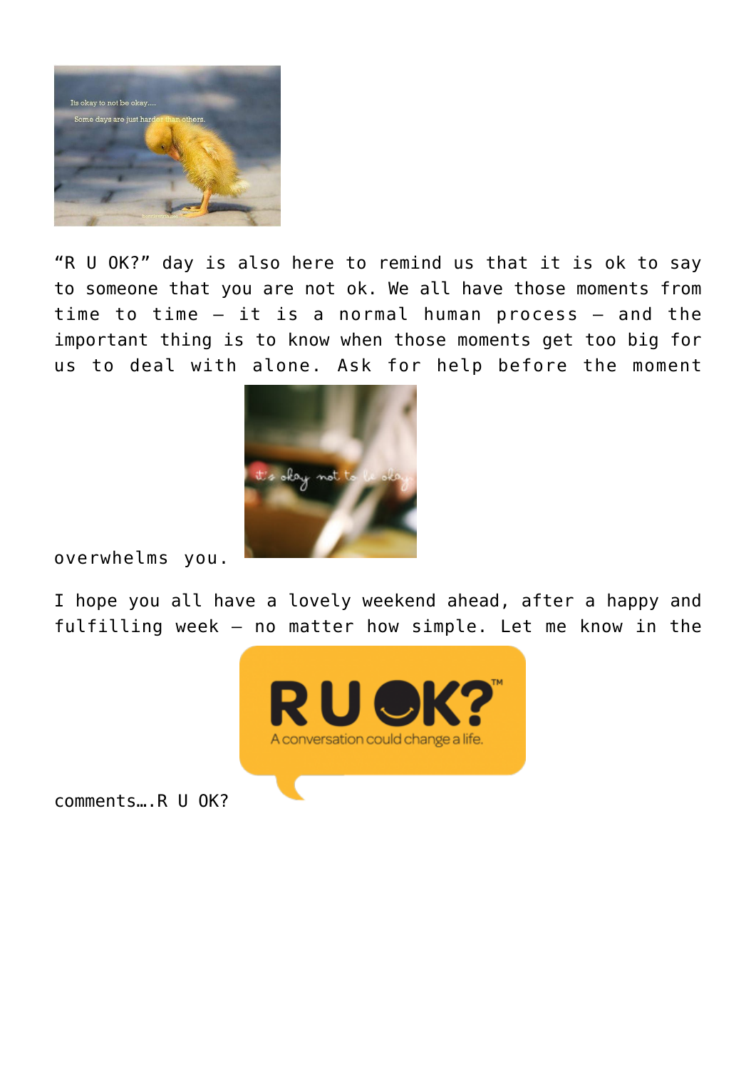"R U OK?" day is also here to remind us that it is ok to say to someone that you are not ok. We all have those moments from time to time – it is a normal human process – and the important thing is to know when those moments get too big for us to deal with alone. Ask for help before the moment overwhelms you.

I hope you all have a lovely weekend ahead, after a happy and fulfilling week – no matter how simple. Let me know in the comments….R U OK?